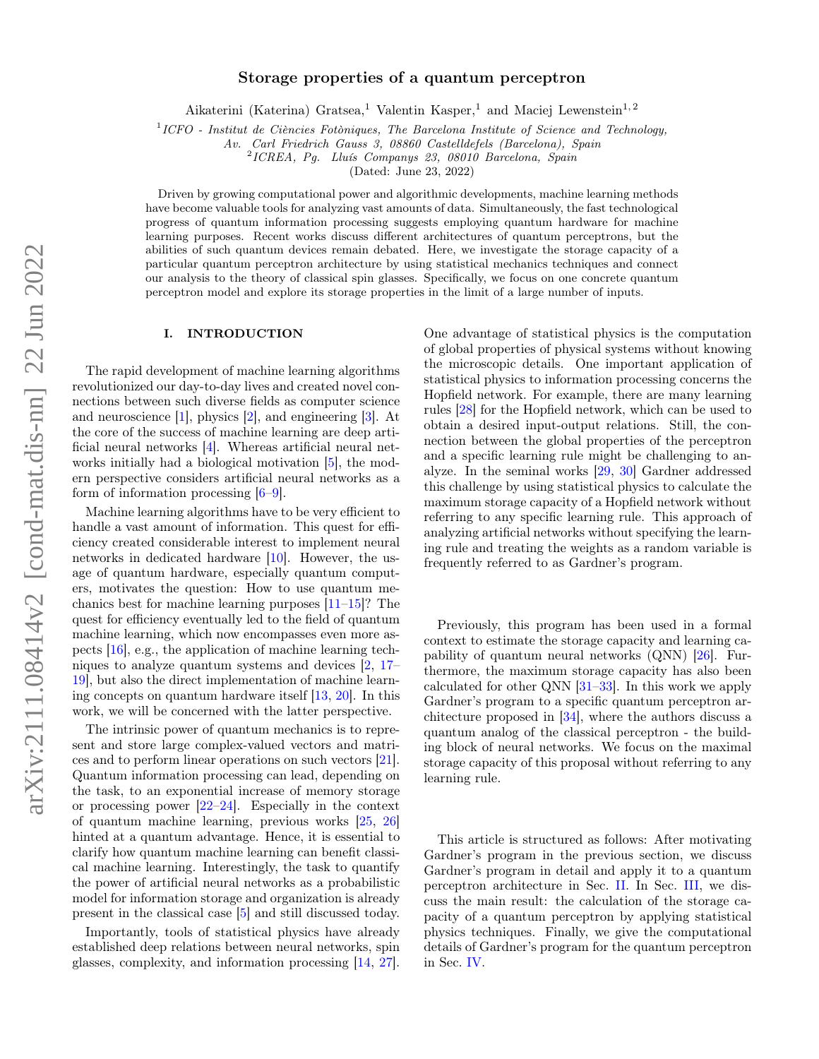# Storage properties of a quantum perceptron

Aikaterini (Katerina) Gratsea,[1] Valentin Kasper,[1] and Maciej Lewenstein[1,2]

[1] *ICFO - Institut de Ciències Fotòniques, The Barcelona Institute of Science and Technology, Av. Carl Friedrich Gauss 3, 08860 Castelldefels (Barcelona), Spain*
[2] *ICREA, Pg. Lluís Companys 23, 08010 Barcelona, Spain*
(Dated: June 23, 2022)

Driven by growing computational power and algorithmic developments, machine learning methods have become valuable tools for analyzing vast amounts of data. Simultaneously, the fast technological progress of quantum information processing suggests employing quantum hardware for machine learning purposes. Recent works discuss different architectures of quantum perceptrons, but the abilities of such quantum devices remain debated. Here, we investigate the storage capacity of a particular quantum perceptron architecture by using statistical mechanics techniques and connect our analysis to the theory of classical spin glasses. Specifically, we focus on one concrete quantum perceptron model and explore its storage properties in the limit of a large number of inputs.

## I. INTRODUCTION

The rapid development of machine learning algorithms revolutionized our day-to-day lives and created novel connections between such diverse fields as computer science and neuroscience [1], physics [2], and engineering [3]. At the core of the success of machine learning are deep artificial neural networks [4]. Whereas artificial neural networks initially had a biological motivation [5], the modern perspective considers artificial neural networks as a form of information processing [6–9].

Machine learning algorithms have to be very efficient to handle a vast amount of information. This quest for efficiency created considerable interest to implement neural networks in dedicated hardware [10]. However, the usage of quantum hardware, especially quantum computers, motivates the question: How to use quantum mechanics best for machine learning purposes [11–15]? The quest for efficiency eventually led to the field of quantum machine learning, which now encompasses even more aspects [16], e.g., the application of machine learning techniques to analyze quantum systems and devices [2, 17–19], but also the direct implementation of machine learning concepts on quantum hardware itself [13, 20]. In this work, we will be concerned with the latter perspective.

The intrinsic power of quantum mechanics is to represent and store large complex-valued vectors and matrices and to perform linear operations on such vectors [21]. Quantum information processing can lead, depending on the task, to an exponential increase of memory storage or processing power [22–24]. Especially in the context of quantum machine learning, previous works [25, 26] hinted at a quantum advantage. Hence, it is essential to clarify how quantum machine learning can benefit classical machine learning. Interestingly, the task to quantify the power of artificial neural networks as a probabilistic model for information storage and organization is already present in the classical case [5] and still discussed today.

Importantly, tools of statistical physics have already established deep relations between neural networks, spin glasses, complexity, and information processing [14, 27]. One advantage of statistical physics is the computation of global properties of physical systems without knowing the microscopic details. One important application of statistical physics to information processing concerns the Hopfield network. For example, there are many learning rules [28] for the Hopfield network, which can be used to obtain a desired input-output relations. Still, the connection between the global properties of the perceptron and a specific learning rule might be challenging to analyze. In the seminal works [29, 30] Gardner addressed this challenge by using statistical physics to calculate the maximum storage capacity of a Hopfield network without referring to any specific learning rule. This approach of analyzing artificial networks without specifying the learning rule and treating the weights as a random variable is frequently referred to as Gardner's program.

Previously, this program has been used in a formal context to estimate the storage capacity and learning capability of quantum neural networks (QNN) [26]. Furthermore, the maximum storage capacity has also been calculated for other QNN [31–33]. In this work we apply Gardner's program to a specific quantum perceptron architecture proposed in [34], where the authors discuss a quantum analog of the classical perceptron - the building block of neural networks. We focus on the maximal storage capacity of this proposal without referring to any learning rule.

This article is structured as follows: After motivating Gardner's program in the previous section, we discuss Gardner's program in detail and apply it to a quantum perceptron architecture in Sec. II. In Sec. III, we discuss the main result: the calculation of the storage capacity of a quantum perceptron by applying statistical physics techniques. Finally, we give the computational details of Gardner's program for the quantum perceptron in Sec. IV.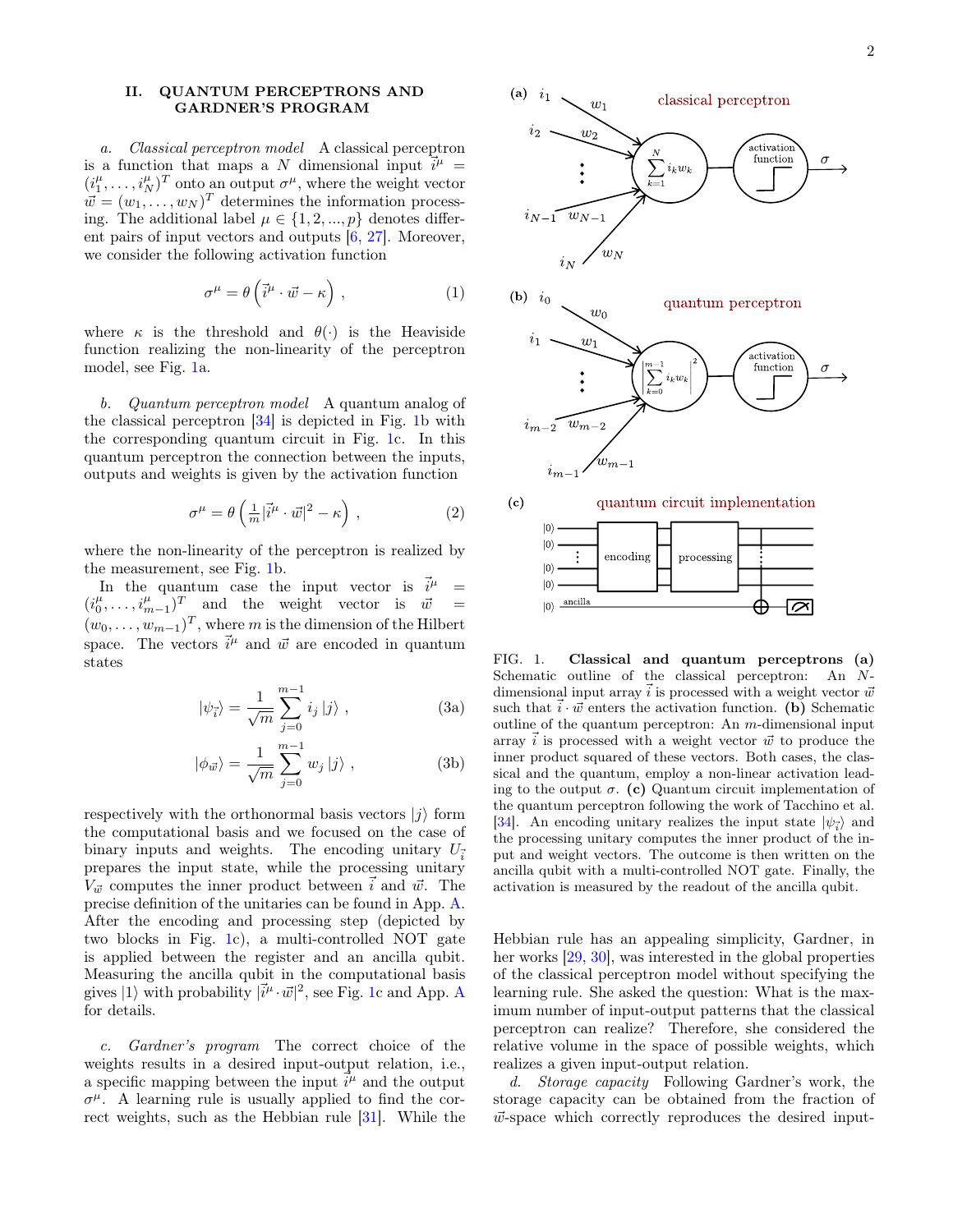## II. QUANTUM PERCEPTRONS AND GARDNER'S PROGRAM

*a. Classical perceptron model* A classical perceptron is a function that maps a $N$ dimensional input $\vec{i}^\mu = (i_1^\mu, \ldots, i_N^\mu)^T$ onto an output $\sigma^\mu$, where the weight vector $\vec{w} = (w_1, \ldots, w_N)^T$ determines the information processing. The additional label $\mu \in \{1, 2, ..., p\}$ denotes different pairs of input vectors and outputs [6, 27]. Moreover, we consider the following activation function

$$\sigma^\mu = \theta\left(\vec{i}^\mu \cdot \vec{w} - \kappa\right) , \tag{1}$$

where $\kappa$ is the threshold and $\theta(\cdot)$ is the Heaviside function realizing the non-linearity of the perceptron model, see Fig. 1a.

*b. Quantum perceptron model* A quantum analog of the classical perceptron [34] is depicted in Fig. 1b with the corresponding quantum circuit in Fig. 1c. In this quantum perceptron the connection between the inputs, outputs and weights is given by the activation function

$$\sigma^\mu = \theta\left(\tfrac{1}{m}|\vec{i}^\mu \cdot \vec{w}|^2 - \kappa\right) , \tag{2}$$

where the non-linearity of the perceptron is realized by the measurement, see Fig. 1b.

In the quantum case the input vector is $\vec{i}^\mu = (i_0^\mu, \ldots, i_{m-1}^\mu)^T$ and the weight vector is $\vec{w} = (w_0, \ldots, w_{m-1})^T$, where $m$ is the dimension of the Hilbert space. The vectors $\vec{i}^\mu$ and $\vec{w}$ are encoded in quantum states

$$|\psi_{\vec{i}}\rangle = \frac{1}{\sqrt{m}} \sum_{j=0}^{m-1} i_j \, |j\rangle , \tag{3a}$$

$$|\phi_{\vec{w}}\rangle = \frac{1}{\sqrt{m}} \sum_{j=0}^{m-1} w_j \, |j\rangle , \tag{3b}$$

respectively with the orthonormal basis vectors $|j\rangle$ form the computational basis and we focused on the case of binary inputs and weights. The encoding unitary $U_{\vec{i}}$ prepares the input state, while the processing unitary $V_{\vec{w}}$ computes the inner product between $\vec{i}$ and $\vec{w}$. The precise definition of the unitaries can be found in App. A. After the encoding and processing step (depicted by two blocks in Fig. 1c), a multi-controlled NOT gate is applied between the register and an ancilla qubit. Measuring the ancilla qubit in the computational basis gives $|1\rangle$ with probability $|\vec{i}^\mu \cdot \vec{w}|^2$, see Fig. 1c and App. A for details.

FIG. 1. **Classical and quantum perceptrons (a)** Schematic outline of the classical perceptron: An $N$-dimensional input array $\vec{i}$ is processed with a weight vector $\vec{w}$ such that $\vec{i} \cdot \vec{w}$ enters the activation function. **(b)** Schematic outline of the quantum perceptron: An $m$-dimensional input array $\vec{i}$ is processed with a weight vector $\vec{w}$ to produce the inner product squared of these vectors. Both cases, the classical and the quantum, employ a non-linear activation leading to the output $\sigma$. **(c)** Quantum circuit implementation of the quantum perceptron following the work of Tacchino et al. [34]. An encoding unitary realizes the input state $|\psi_{\vec{i}}\rangle$ and the processing unitary computes the inner product of the input and weight vectors. The outcome is then written on the ancilla qubit with a multi-controlled NOT gate. Finally, the activation is measured by the readout of the ancilla qubit.

*c. Gardner's program* The correct choice of the weights results in a desired input-output relation, i.e., a specific mapping between the input $\vec{i}^\mu$ and the output $\sigma^\mu$. A learning rule is usually applied to find the correct weights, such as the Hebbian rule [31]. While the Hebbian rule has an appealing simplicity, Gardner, in her works [29, 30], was interested in the global properties of the classical perceptron model without specifying the learning rule. She asked the question: What is the maximum number of input-output patterns that the classical perceptron can realize? Therefore, she considered the relative volume in the space of possible weights, which realizes a given input-output relation.

*d. Storage capacity* Following Gardner's work, the storage capacity can be obtained from the fraction of $\vec{w}$-space which correctly reproduces the desired input-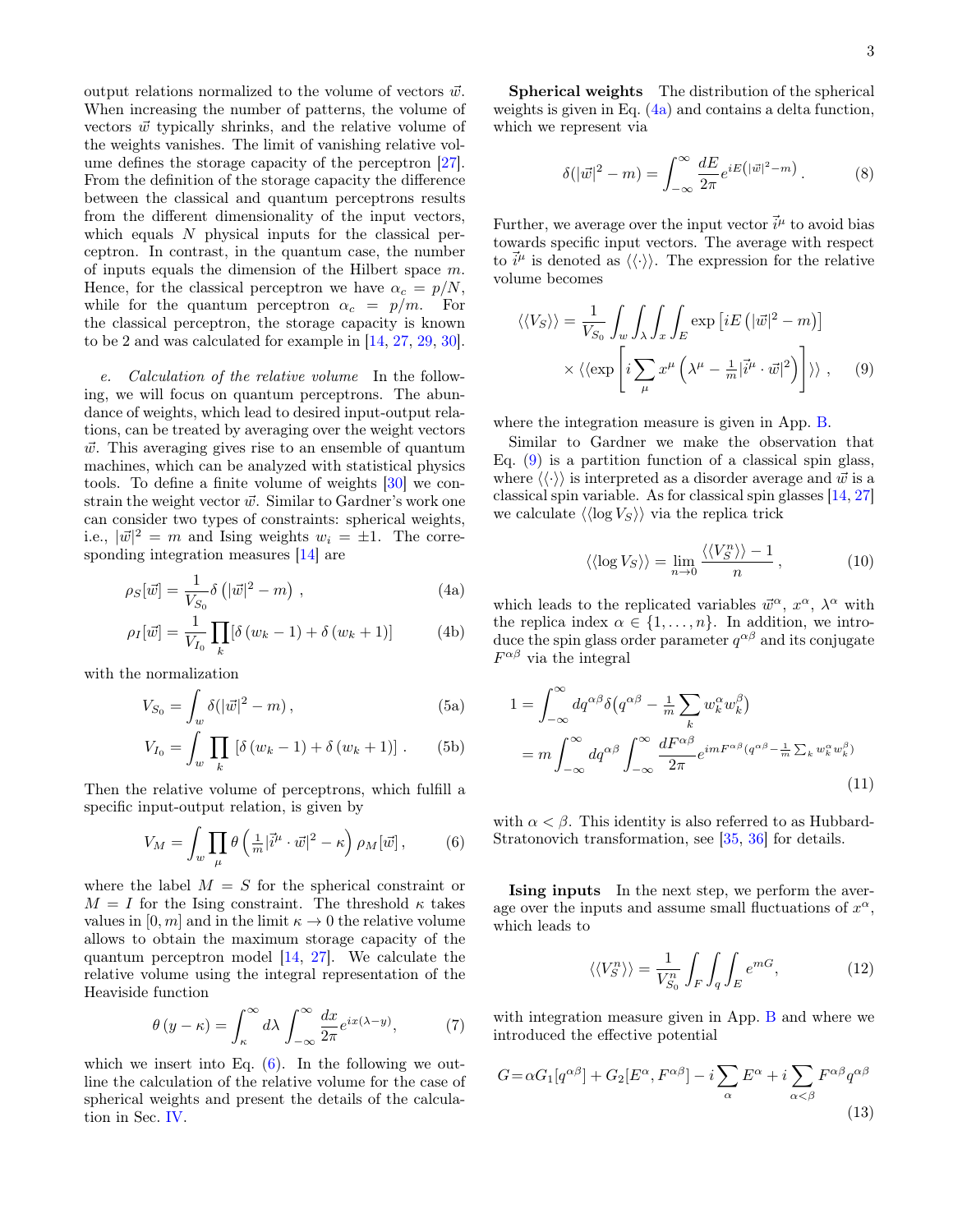output relations normalized to the volume of vectors $\vec{w}$. When increasing the number of patterns, the volume of vectors $\vec{w}$ typically shrinks, and the relative volume of the weights vanishes. The limit of vanishing relative volume defines the storage capacity of the perceptron [27]. From the definition of the storage capacity the difference between the classical and quantum perceptrons results from the different dimensionality of the input vectors, which equals $N$ physical inputs for the classical perceptron. In contrast, in the quantum case, the number of inputs equals the dimension of the Hilbert space $m$. Hence, for the classical perceptron we have $\alpha_c = p/N$, while for the quantum perceptron $\alpha_c = p/m$. For the classical perceptron, the storage capacity is known to be 2 and was calculated for example in [14, 27, 29, 30].

*e. Calculation of the relative volume* In the following, we will focus on quantum perceptrons. The abundance of weights, which lead to desired input-output relations, can be treated by averaging over the weight vectors $\vec{w}$. This averaging gives rise to an ensemble of quantum machines, which can be analyzed with statistical physics tools. To define a finite volume of weights [30] we constrain the weight vector $\vec{w}$. Similar to Gardner's work one can consider two types of constraints: spherical weights, i.e., $|\vec{w}|^2 = m$ and Ising weights $w_i = \pm 1$. The corresponding integration measures [14] are

$$\rho_S[\vec{w}] = \frac{1}{V_{S_0}} \delta\left(|\vec{w}|^2 - m\right), \tag{4a}$$

$$\rho_I[\vec{w}] = \frac{1}{V_{I_0}} \prod_k [\delta(w_k - 1) + \delta(w_k + 1)] \tag{4b}$$

with the normalization

$$V_{S_0} = \int_w \delta(|\vec{w}|^2 - m), \tag{5a}$$

$$V_{I_0} = \int_w \prod_k [\delta(w_k - 1) + \delta(w_k + 1)]. \tag{5b}$$

Then the relative volume of perceptrons, which fulfill a specific input-output relation, is given by

$$V_M = \int_w \prod_\mu \theta\left(\tfrac{1}{m}|\vec{i}^\mu \cdot \vec{w}|^2 - \kappa\right) \rho_M[\vec{w}], \tag{6}$$

where the label $M = S$ for the spherical constraint or $M = I$ for the Ising constraint. The threshold $\kappa$ takes values in $[0, m]$ and in the limit $\kappa \to 0$ the relative volume allows to obtain the maximum storage capacity of the quantum perceptron model [14, 27]. We calculate the relative volume using the integral representation of the Heaviside function

$$\theta(y - \kappa) = \int_\kappa^\infty d\lambda \int_{-\infty}^{\infty} \frac{dx}{2\pi} e^{ix(\lambda - y)}, \tag{7}$$

which we insert into Eq. (6). In the following we outline the calculation of the relative volume for the case of spherical weights and present the details of the calculation in Sec. IV.

**Spherical weights** The distribution of the spherical weights is given in Eq. (4a) and contains a delta function, which we represent via

$$\delta(|\vec{w}|^2 - m) = \int_{-\infty}^{\infty} \frac{dE}{2\pi} e^{iE\left(|\vec{w}|^2 - m\right)}. \tag{8}$$

Further, we average over the input vector $\vec{i}^\mu$ to avoid bias towards specific input vectors. The average with respect to $\vec{i}^\mu$ is denoted as $\langle\langle\cdot\rangle\rangle$. The expression for the relative volume becomes

$$\begin{aligned}\langle\langle V_S \rangle\rangle = &\frac{1}{V_{S_0}} \int_w \int_\lambda \int_x \int_E \exp\left[iE\left(|\vec{w}|^2 - m\right)\right] \\ &\times \langle\langle \exp\left[i \sum_\mu x^\mu \left(\lambda^\mu - \tfrac{1}{m}|\vec{i}^\mu \cdot \vec{w}|^2\right)\right] \rangle\rangle,\end{aligned} \tag{9}$$

where the integration measure is given in App. B.

Similar to Gardner we make the observation that Eq. (9) is a partition function of a classical spin glass, where $\langle\langle\cdot\rangle\rangle$ is interpreted as a disorder average and $\vec{w}$ is a classical spin variable. As for classical spin glasses [14, 27] we calculate $\langle\langle \log V_S \rangle\rangle$ via the replica trick

$$\langle\langle \log V_S \rangle\rangle = \lim_{n \to 0} \frac{\langle\langle V_S^n \rangle\rangle - 1}{n}, \tag{10}$$

which leads to the replicated variables $\vec{w}^\alpha$, $x^\alpha$, $\lambda^\alpha$ with the replica index $\alpha \in \{1, \ldots, n\}$. In addition, we introduce the spin glass order parameter $q^{\alpha\beta}$ and its conjugate $F^{\alpha\beta}$ via the integral

$$\begin{aligned}1 &= \int_{-\infty}^{\infty} dq^{\alpha\beta} \delta\big(q^{\alpha\beta} - \tfrac{1}{m} \sum_k w_k^\alpha w_k^\beta\big) \\ &= m \int_{-\infty}^{\infty} dq^{\alpha\beta} \int_{-\infty}^{\infty} \frac{dF^{\alpha\beta}}{2\pi} e^{imF^{\alpha\beta}(q^{\alpha\beta} - \frac{1}{m}\sum_k w_k^\alpha w_k^\beta)}\end{aligned} \tag{11}$$

with $\alpha < \beta$. This identity is also referred to as Hubbard-Stratonovich transformation, see [35, 36] for details.

**Ising inputs** In the next step, we perform the average over the inputs and assume small fluctuations of $x^\alpha$, which leads to

$$\langle\langle V_S^n \rangle\rangle = \frac{1}{V_{S_0}^n} \int_F \int_q \int_E e^{mG}, \tag{12}$$

with integration measure given in App. B and where we introduced the effective potential

$$G = \alpha G_1[q^{\alpha\beta}] + G_2[E^\alpha, F^{\alpha\beta}] - i \sum_\alpha E^\alpha + i \sum_{\alpha<\beta} F^{\alpha\beta} q^{\alpha\beta} \tag{13}$$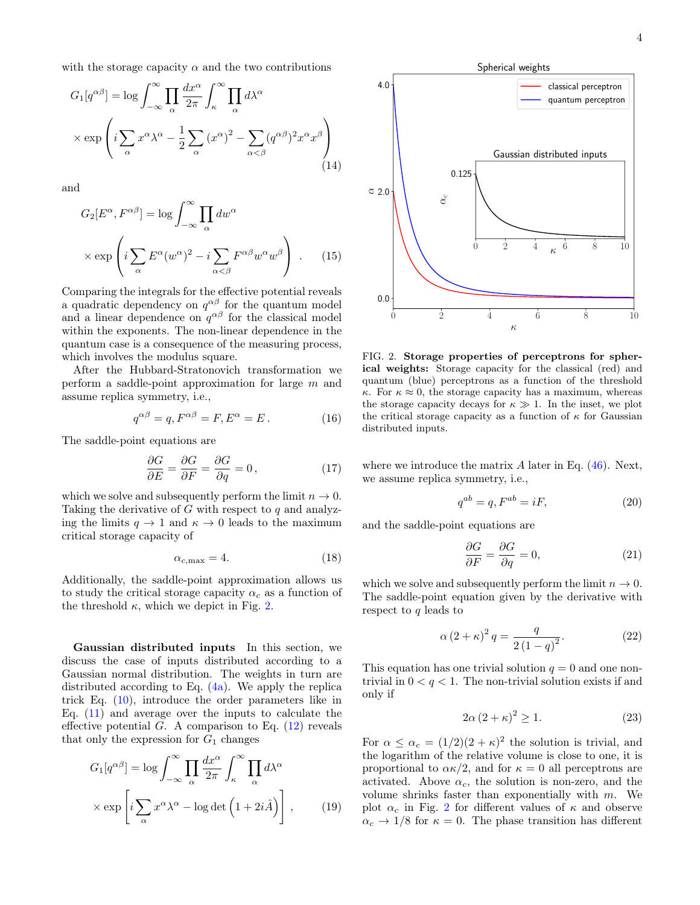with the storage capacity $\alpha$ and the two contributions

$$G_1[q^{\alpha\beta}] = \log \int_{-\infty}^{\infty} \prod_{\alpha} \frac{dx^\alpha}{2\pi} \int_{\kappa}^{\infty} \prod_{\alpha} d\lambda^\alpha \times \exp\left( i \sum_{\alpha} x^\alpha \lambda^\alpha - \frac{1}{2} \sum_{\alpha} (x^\alpha)^2 - \sum_{\alpha<\beta} (q^{\alpha\beta})^2 x^\alpha x^\beta \right) \tag{14}$$

and

$$G_2[E^\alpha, F^{\alpha\beta}] = \log \int_{-\infty}^{\infty} \prod_{\alpha} dw^\alpha \times \exp\left( i \sum_{\alpha} E^\alpha (w^\alpha)^2 - i \sum_{\alpha<\beta} F^{\alpha\beta} w^\alpha w^\beta \right) . \tag{15}$$

Comparing the integrals for the effective potential reveals a quadratic dependency on $q^{\alpha\beta}$ for the quantum model and a linear dependence on $q^{\alpha\beta}$ for the classical model within the exponents. The non-linear dependence in the quantum case is a consequence of the measuring process, which involves the modulus square.

After the Hubbard-Stratonovich transformation we perform a saddle-point approximation for large $m$ and assume replica symmetry, i.e.,

$$q^{\alpha\beta} = q, F^{\alpha\beta} = F, E^\alpha = E . \tag{16}$$

The saddle-point equations are

$$\frac{\partial G}{\partial E} = \frac{\partial G}{\partial F} = \frac{\partial G}{\partial q} = 0 , \tag{17}$$

which we solve and subsequently perform the limit $n \to 0$. Taking the derivative of $G$ with respect to $q$ and analyzing the limits $q \to 1$ and $\kappa \to 0$ leads to the maximum critical storage capacity of

$$\alpha_{c,\max} = 4. \tag{18}$$

Additionally, the saddle-point approximation allows us to study the critical storage capacity $\alpha_c$ as a function of the threshold $\kappa$, which we depict in Fig. 2.

**Gaussian distributed inputs** In this section, we discuss the case of inputs distributed according to a Gaussian normal distribution. The weights in turn are distributed according to Eq. (4a). We apply the replica trick Eq. (10), introduce the order parameters like in Eq. (11) and average over the inputs to calculate the effective potential $G$. A comparison to Eq. (12) reveals that only the expression for $G_1$ changes

$$G_1[q^{\alpha\beta}] = \log \int_{-\infty}^{\infty} \prod_{\alpha} \frac{dx^\alpha}{2\pi} \int_{\kappa}^{\infty} \prod_{\alpha} d\lambda^\alpha \times \exp\left[ i \sum_{\alpha} x^\alpha \lambda^\alpha - \log\det\left(1 + 2i\hat{A}\right) \right] , \tag{19}$$

FIG. 2. **Storage properties of perceptrons for spherical weights:** Storage capacity for the classical (red) and quantum (blue) perceptrons as a function of the threshold $\kappa$. For $\kappa \approx 0$, the storage capacity has a maximum, whereas the storage capacity decays for $\kappa \gg 1$. In the inset, we plot the critical storage capacity as a function of $\kappa$ for Gaussian distributed inputs.

where we introduce the matrix $A$ later in Eq. (46). Next, we assume replica symmetry, i.e.,

$$q^{ab} = q, F^{ab} = iF, \tag{20}$$

and the saddle-point equations are

$$\frac{\partial G}{\partial F} = \frac{\partial G}{\partial q} = 0, \tag{21}$$

which we solve and subsequently perform the limit $n \to 0$. The saddle-point equation given by the derivative with respect to $q$ leads to

$$\alpha (2+\kappa)^2 q = \frac{q}{2(1-q)^2}. \tag{22}$$

This equation has one trivial solution $q = 0$ and one non-trivial in $0 < q < 1$. The non-trivial solution exists if and only if

$$2\alpha (2+\kappa)^2 \geq 1. \tag{23}$$

For $\alpha \leq \alpha_c = (1/2)(2+\kappa)^2$ the solution is trivial, and the logarithm of the relative volume is close to one, it is proportional to $\alpha\kappa/2$, and for $\kappa = 0$ all perceptrons are activated. Above $\alpha_c$, the solution is non-zero, and the volume shrinks faster than exponentially with $m$. We plot $\alpha_c$ in Fig. 2 for different values of $\kappa$ and observe $\alpha_c \to 1/8$ for $\kappa = 0$. The phase transition has different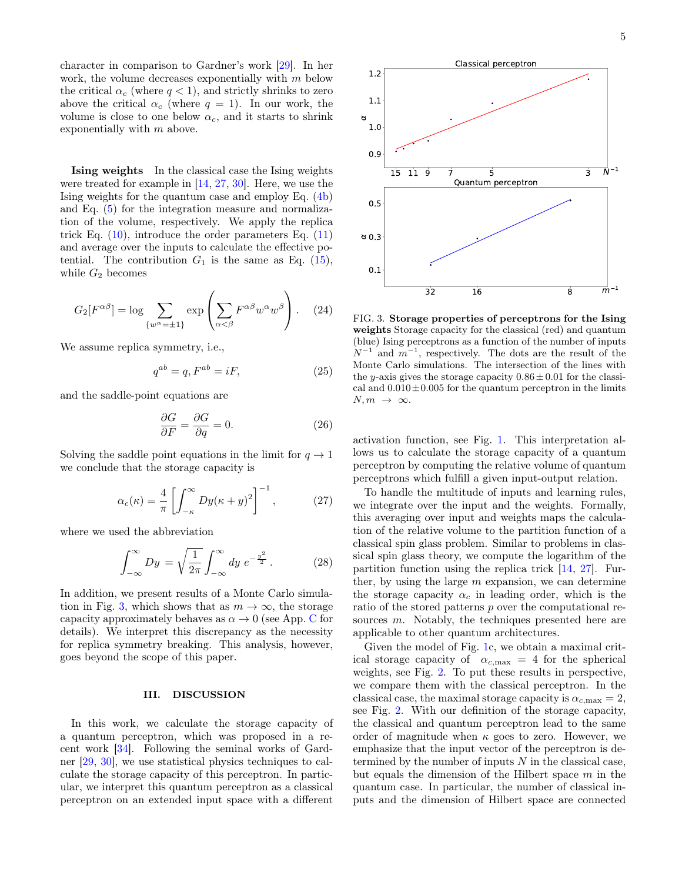character in comparison to Gardner's work [29]. In her work, the volume decreases exponentially with $m$ below the critical $\alpha_c$ (where $q < 1$), and strictly shrinks to zero above the critical $\alpha_c$ (where $q = 1$). In our work, the volume is close to one below $\alpha_c$, and it starts to shrink exponentially with $m$ above.

**Ising weights** In the classical case the Ising weights were treated for example in [14, 27, 30]. Here, we use the Ising weights for the quantum case and employ Eq. (4b) and Eq. (5) for the integration measure and normalization of the volume, respectively. We apply the replica trick Eq. (10), introduce the order parameters Eq. (11) and average over the inputs to calculate the effective potential. The contribution $G_1$ is the same as Eq. (15), while $G_2$ becomes

$$G_2[F^{\alpha\beta}] = \log \sum_{\{w^\alpha=\pm1\}} \exp\left(\sum_{\alpha<\beta} F^{\alpha\beta} w^\alpha w^\beta\right). \quad (24)$$

We assume replica symmetry, i.e.,

$$q^{ab} = q, F^{ab} = iF, \quad (25)$$

and the saddle-point equations are

$$\frac{\partial G}{\partial F} = \frac{\partial G}{\partial q} = 0. \quad (26)$$

Solving the saddle point equations in the limit for $q \to 1$ we conclude that the storage capacity is

$$\alpha_c(\kappa) = \frac{4}{\pi}\left[\int_{-\kappa}^{\infty} Dy(\kappa + y)^2\right]^{-1}, \quad (27)$$

where we used the abbreviation

$$\int_{-\infty}^{\infty} Dy = \sqrt{\frac{1}{2\pi}} \int_{-\infty}^{\infty} dy\, e^{-\frac{y^2}{2}}. \quad (28)$$

In addition, we present results of a Monte Carlo simulation in Fig. 3, which shows that as $m \to \infty$, the storage capacity approximately behaves as $\alpha \to 0$ (see App. C for details). We interpret this discrepancy as the necessity for replica symmetry breaking. This analysis, however, goes beyond the scope of this paper.

## III. DISCUSSION

In this work, we calculate the storage capacity of a quantum perceptron, which was proposed in a recent work [34]. Following the seminal works of Gardner [29, 30], we use statistical physics techniques to calculate the storage capacity of this perceptron. In particular, we interpret this quantum perceptron as a classical perceptron on an extended input space with a different activation function, see Fig. 1. This interpretation allows us to calculate the storage capacity of a quantum perceptron by computing the relative volume of quantum perceptrons which fulfill a given input-output relation.

FIG. 3. **Storage properties of perceptrons for the Ising weights** Storage capacity for the classical (red) and quantum (blue) Ising perceptrons as a function of the number of inputs $N^{-1}$ and $m^{-1}$, respectively. The dots are the result of the Monte Carlo simulations. The intersection of the lines with the $y$-axis gives the storage capacity $0.86 \pm 0.01$ for the classical and $0.010 \pm 0.005$ for the quantum perceptron in the limits $N, m \to \infty$.

To handle the multitude of inputs and learning rules, we integrate over the input and the weights. Formally, this averaging over input and weights maps the calculation of the relative volume to the partition function of a classical spin glass problem. Similar to problems in classical spin glass theory, we compute the logarithm of the partition function using the replica trick [14, 27]. Further, by using the large $m$ expansion, we can determine the storage capacity $\alpha_c$ in leading order, which is the ratio of the stored patterns $p$ over the computational resources $m$. Notably, the techniques presented here are applicable to other quantum architectures.

Given the model of Fig. 1c, we obtain a maximal critical storage capacity of $\alpha_{c,\max} = 4$ for the spherical weights, see Fig. 2. To put these results in perspective, we compare them with the classical perceptron. In the classical case, the maximal storage capacity is $\alpha_{c,\max} = 2$, see Fig. 2. With our definition of the storage capacity, the classical and quantum perceptron lead to the same order of magnitude when $\kappa$ goes to zero. However, we emphasize that the input vector of the perceptron is determined by the number of inputs $N$ in the classical case, but equals the dimension of the Hilbert space $m$ in the quantum case. In particular, the number of classical inputs and the dimension of Hilbert space are connected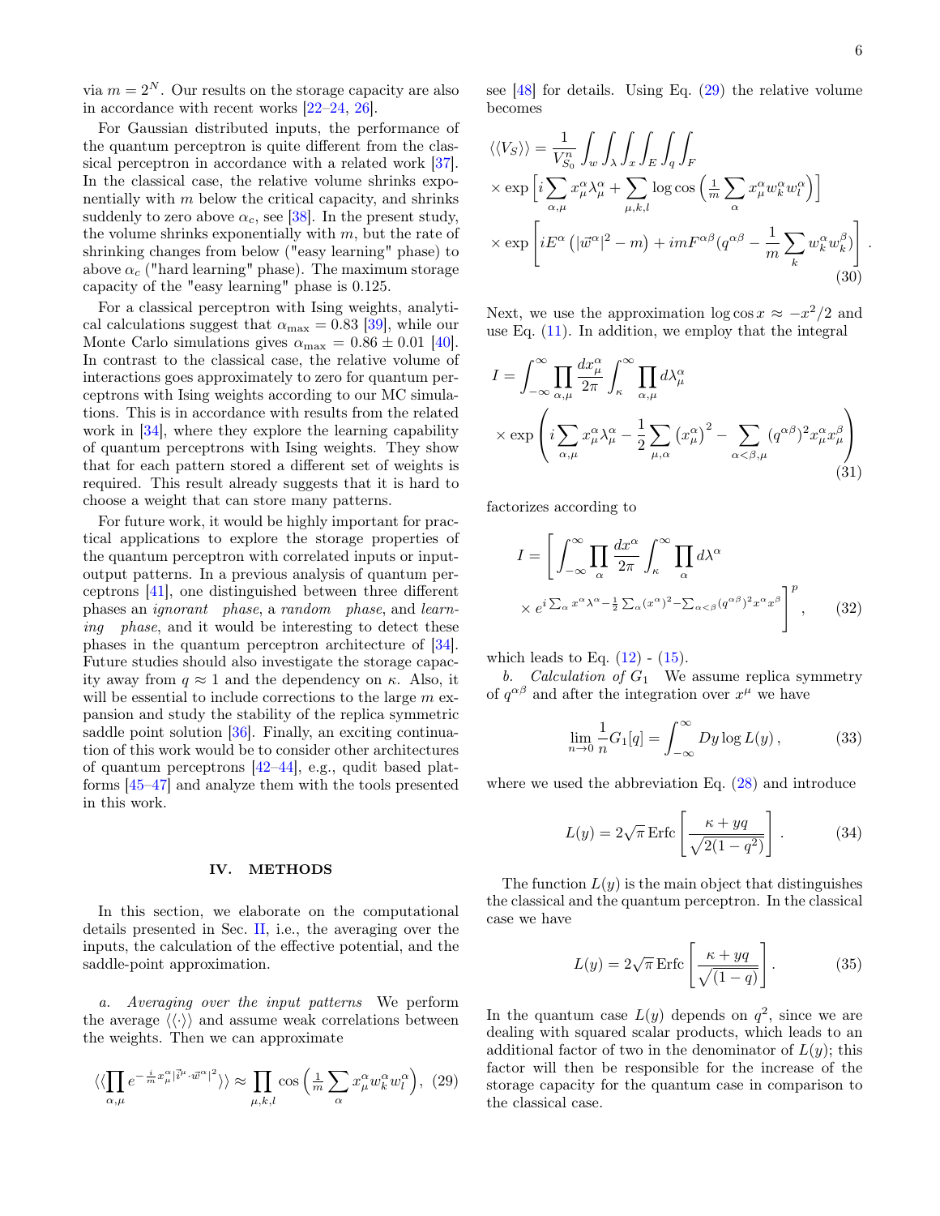via $m = 2^N$. Our results on the storage capacity are also in accordance with recent works [22–24, 26].

For Gaussian distributed inputs, the performance of the quantum perceptron is quite different from the classical perceptron in accordance with a related work [37]. In the classical case, the relative volume shrinks exponentially with $m$ below the critical capacity, and shrinks suddenly to zero above $\alpha_c$, see [38]. In the present study, the volume shrinks exponentially with $m$, but the rate of shrinking changes from below ("easy learning" phase) to above $\alpha_c$ ("hard learning" phase). The maximum storage capacity of the "easy learning" phase is 0.125.

For a classical perceptron with Ising weights, analytical calculations suggest that $\alpha_{\max} = 0.83$ [39], while our Monte Carlo simulations gives $\alpha_{\max} = 0.86 \pm 0.01$ [40]. In contrast to the classical case, the relative volume of interactions goes approximately to zero for quantum perceptrons with Ising weights according to our MC simulations. This is in accordance with results from the related work in [34], where they explore the learning capability of quantum perceptrons with Ising weights. They show that for each pattern stored a different set of weights is required. This result already suggests that it is hard to choose a weight that can store many patterns.

For future work, it would be highly important for practical applications to explore the storage properties of the quantum perceptron with correlated inputs or input-output patterns. In a previous analysis of quantum perceptrons [41], one distinguished between three different phases an *ignorant phase*, a *random phase*, and *learning phase*, and it would be interesting to detect these phases in the quantum perceptron architecture of [34]. Future studies should also investigate the storage capacity away from $q \approx 1$ and the dependency on $\kappa$. Also, it will be essential to include corrections to the large $m$ expansion and study the stability of the replica symmetric saddle point solution [36]. Finally, an exciting continuation of this work would be to consider other architectures of quantum perceptrons [42–44], e.g., qudit based platforms [45–47] and analyze them with the tools presented in this work.

## IV. METHODS

In this section, we elaborate on the computational details presented in Sec. II, i.e., the averaging over the inputs, the calculation of the effective potential, and the saddle-point approximation.

*a. Averaging over the input patterns* We perform the average $\langle\langle\cdot\rangle\rangle$ and assume weak correlations between the weights. Then we can approximate

$$\langle\langle \prod_{\alpha,\mu} e^{-\frac{i}{m} x_\mu^\alpha |\vec{i}^\mu \cdot \vec{w}^\alpha|^2} \rangle\rangle \approx \prod_{\mu,k,l} \cos\left(\tfrac{1}{m}\sum_\alpha x_\mu^\alpha w_k^\alpha w_l^\alpha\right), \quad (29)$$

see [48] for details. Using Eq. (29) the relative volume becomes

$$\begin{aligned}
\langle\langle V_S \rangle\rangle = &\frac{1}{V_{S_0}^n} \int_w \int_\lambda \int_x \int_E \int_q \int_F \\
&\times \exp\Big[ i \sum_{\alpha,\mu} x_\mu^\alpha \lambda_\mu^\alpha + \sum_{\mu,k,l} \log\cos\left(\tfrac{1}{m}\sum_\alpha x_\mu^\alpha w_k^\alpha w_l^\alpha\right)\Big] \\
&\times \exp\left[ iE^\alpha \left(|\vec{w}^\alpha|^2 - m\right) + imF^{\alpha\beta}\big(q^{\alpha\beta} - \frac{1}{m}\sum_k w_k^\alpha w_k^\beta\big)\right].
\end{aligned} \quad (30)$$

Next, we use the approximation $\log\cos x \approx -x^2/2$ and use Eq. (11). In addition, we employ that the integral

$$\begin{aligned}
I = &\int_{-\infty}^{\infty} \prod_{\alpha,\mu} \frac{dx_\mu^\alpha}{2\pi} \int_\kappa^\infty \prod_{\alpha,\mu} d\lambda_\mu^\alpha \\
&\times \exp\left( i\sum_{\alpha,\mu} x_\mu^\alpha \lambda_\mu^\alpha - \frac{1}{2}\sum_{\mu,\alpha}\left(x_\mu^\alpha\right)^2 - \sum_{\alpha<\beta,\mu} (q^{\alpha\beta})^2 x_\mu^\alpha x_\mu^\beta \right)
\end{aligned} \quad (31)$$

factorizes according to

$$\begin{aligned}
I = \Bigg[ &\int_{-\infty}^{\infty} \prod_\alpha \frac{dx^\alpha}{2\pi} \int_\kappa^\infty \prod_\alpha d\lambda^\alpha \\
&\times e^{i\sum_\alpha x^\alpha \lambda^\alpha - \frac{1}{2}\sum_\alpha (x^\alpha)^2 - \sum_{\alpha<\beta}(q^{\alpha\beta})^2 x^\alpha x^\beta} \Bigg]^p,
\end{aligned} \quad (32)$$

which leads to Eq. (12) - (15).

*b. Calculation of $G_1$* We assume replica symmetry of $q^{\alpha\beta}$ and after the integration over $x^\mu$ we have

$$\lim_{n\to 0} \frac{1}{n} G_1[q] = \int_{-\infty}^{\infty} Dy \log L(y), \quad (33)$$

where we used the abbreviation Eq. (28) and introduce

$$L(y) = 2\sqrt{\pi}\,\mathrm{Erfc}\left[\frac{\kappa + yq}{\sqrt{2(1-q^2)}}\right]. \quad (34)$$

The function $L(y)$ is the main object that distinguishes the classical and the quantum perceptron. In the classical case we have

$$L(y) = 2\sqrt{\pi}\,\mathrm{Erfc}\left[\frac{\kappa + yq}{\sqrt{(1-q)}}\right]. \quad (35)$$

In the quantum case $L(y)$ depends on $q^2$, since we are dealing with squared scalar products, which leads to an additional factor of two in the denominator of $L(y)$; this factor will then be responsible for the increase of the storage capacity for the quantum case in comparison to the classical case.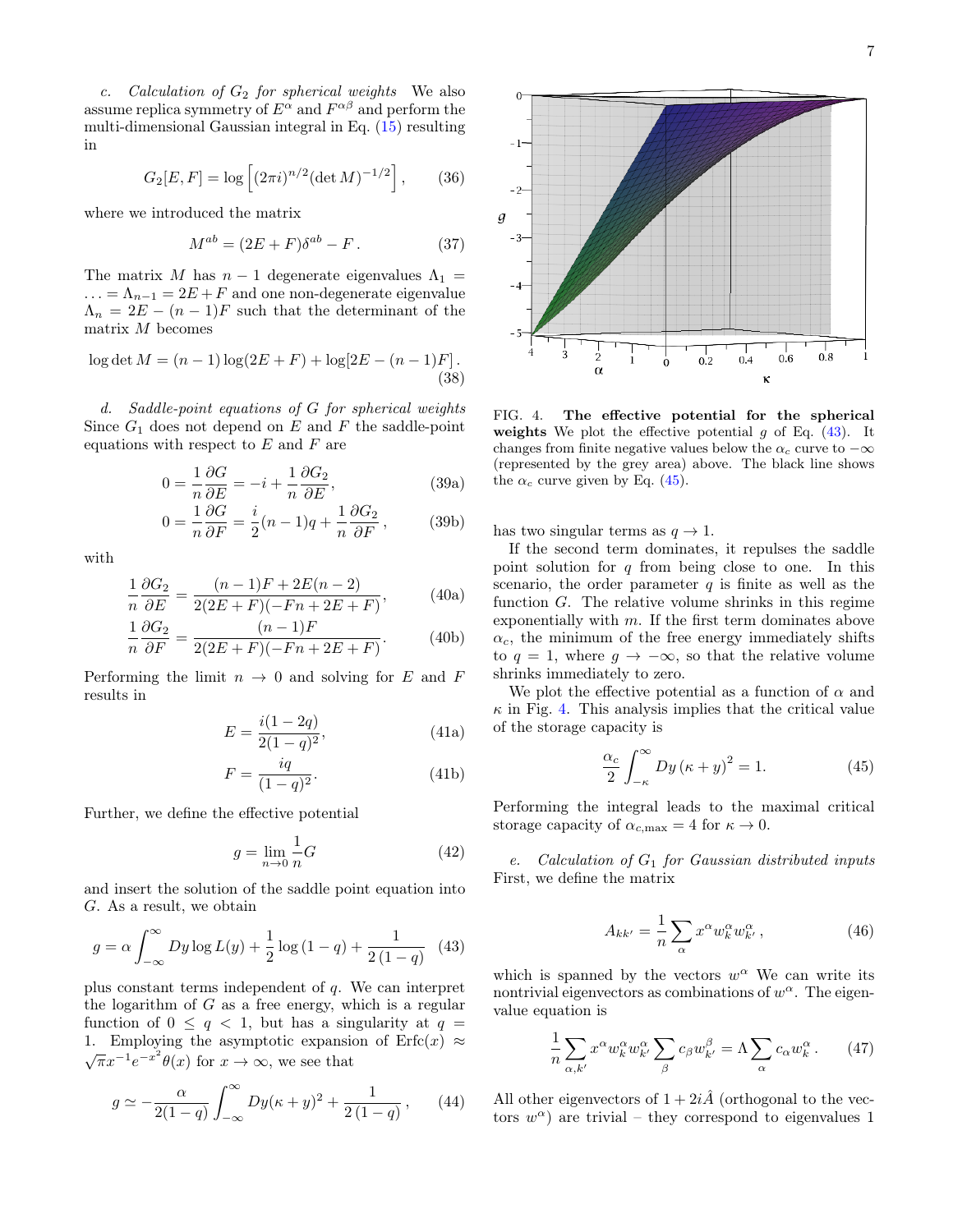*c. Calculation of $G_2$ for spherical weights* We also assume replica symmetry of $E^\alpha$ and $F^{\alpha\beta}$ and perform the multi-dimensional Gaussian integral in Eq. (15) resulting in

$$G_2[E,F] = \log\left[(2\pi i)^{n/2}(\det M)^{-1/2}\right], \qquad (36)$$

where we introduced the matrix

$$M^{ab} = (2E+F)\delta^{ab} - F\,. \qquad (37)$$

The matrix $M$ has $n-1$ degenerate eigenvalues $\Lambda_1 = \ldots = \Lambda_{n-1} = 2E+F$ and one non-degenerate eigenvalue $\Lambda_n = 2E-(n-1)F$ such that the determinant of the matrix $M$ becomes

$$\log\det M = (n-1)\log(2E+F) + \log[2E-(n-1)F]\,. \qquad (38)$$

*d. Saddle-point equations of $G$ for spherical weights* Since $G_1$ does not depend on $E$ and $F$ the saddle-point equations with respect to $E$ and $F$ are

$$0 = \frac{1}{n}\frac{\partial G}{\partial E} = -i + \frac{1}{n}\frac{\partial G_2}{\partial E}, \qquad (39a)$$

$$0 = \frac{1}{n}\frac{\partial G}{\partial F} = \frac{i}{2}(n-1)q + \frac{1}{n}\frac{\partial G_2}{\partial F}\,, \qquad (39b)$$

with

$$\frac{1}{n}\frac{\partial G_2}{\partial E} = \frac{(n-1)F + 2E(n-2)}{2(2E+F)(-Fn+2E+F)}, \qquad (40a)$$

$$\frac{1}{n}\frac{\partial G_2}{\partial F} = \frac{(n-1)F}{2(2E+F)(-Fn+2E+F)}. \qquad (40b)$$

Performing the limit $n \to 0$ and solving for $E$ and $F$ results in

$$E = \frac{i(1-2q)}{2(1-q)^2}, \qquad (41a)$$

$$F = \frac{iq}{(1-q)^2}. \qquad (41b)$$

Further, we define the effective potential

$$g = \lim_{n\to 0}\frac{1}{n}G \qquad (42)$$

and insert the solution of the saddle point equation into $G$. As a result, we obtain

$$g = \alpha\int_{-\infty}^{\infty} Dy \log L(y) + \frac{1}{2}\log(1-q) + \frac{1}{2(1-q)} \qquad (43)$$

plus constant terms independent of $q$. We can interpret the logarithm of $G$ as a free energy, which is a regular function of $0 \le q < 1$, but has a singularity at $q = 1$. Employing the asymptotic expansion of $\mathrm{Erfc}(x) \approx \sqrt{\pi}x^{-1}e^{-x^2}\theta(x)$ for $x \to \infty$, we see that

$$g \simeq -\frac{\alpha}{2(1-q)}\int_{-\infty}^{\infty} Dy(\kappa+y)^2 + \frac{1}{2(1-q)}\,, \qquad (44)$$

has two singular terms as $q \to 1$.

If the second term dominates, it repulses the saddle point solution for $q$ from being close to one. In this scenario, the order parameter $q$ is finite as well as the function $G$. The relative volume shrinks in this regime exponentially with $m$. If the first term dominates above $\alpha_c$, the minimum of the free energy immediately shifts to $q = 1$, where $g \to -\infty$, so that the relative volume shrinks immediately to zero.

FIG. 4. **The effective potential for the spherical weights** We plot the effective potential $g$ of Eq. (43). It changes from finite negative values below the $\alpha_c$ curve to $-\infty$ (represented by the grey area) above. The black line shows the $\alpha_c$ curve given by Eq. (45).

We plot the effective potential as a function of $\alpha$ and $\kappa$ in Fig. 4. This analysis implies that the critical value of the storage capacity is

$$\frac{\alpha_c}{2}\int_{-\kappa}^{\infty} Dy\,(\kappa+y)^2 = 1. \qquad (45)$$

Performing the integral leads to the maximal critical storage capacity of $\alpha_{c,\max} = 4$ for $\kappa \to 0$.

*e. Calculation of $G_1$ for Gaussian distributed inputs* First, we define the matrix

$$A_{kk'} = \frac{1}{n}\sum_\alpha x^\alpha w_k^\alpha w_{k'}^\alpha\,, \qquad (46)$$

which is spanned by the vectors $w^\alpha$ We can write its nontrivial eigenvectors as combinations of $w^\alpha$. The eigenvalue equation is

$$\frac{1}{n}\sum_{\alpha,k'} x^\alpha w_k^\alpha w_{k'}^\alpha \sum_\beta c_\beta w_{k'}^\beta = \Lambda\sum_\alpha c_\alpha w_k^\alpha\,. \qquad (47)$$

All other eigenvectors of $1 + 2i\hat{A}$ (orthogonal to the vectors $w^\alpha$) are trivial – they correspond to eigenvalues 1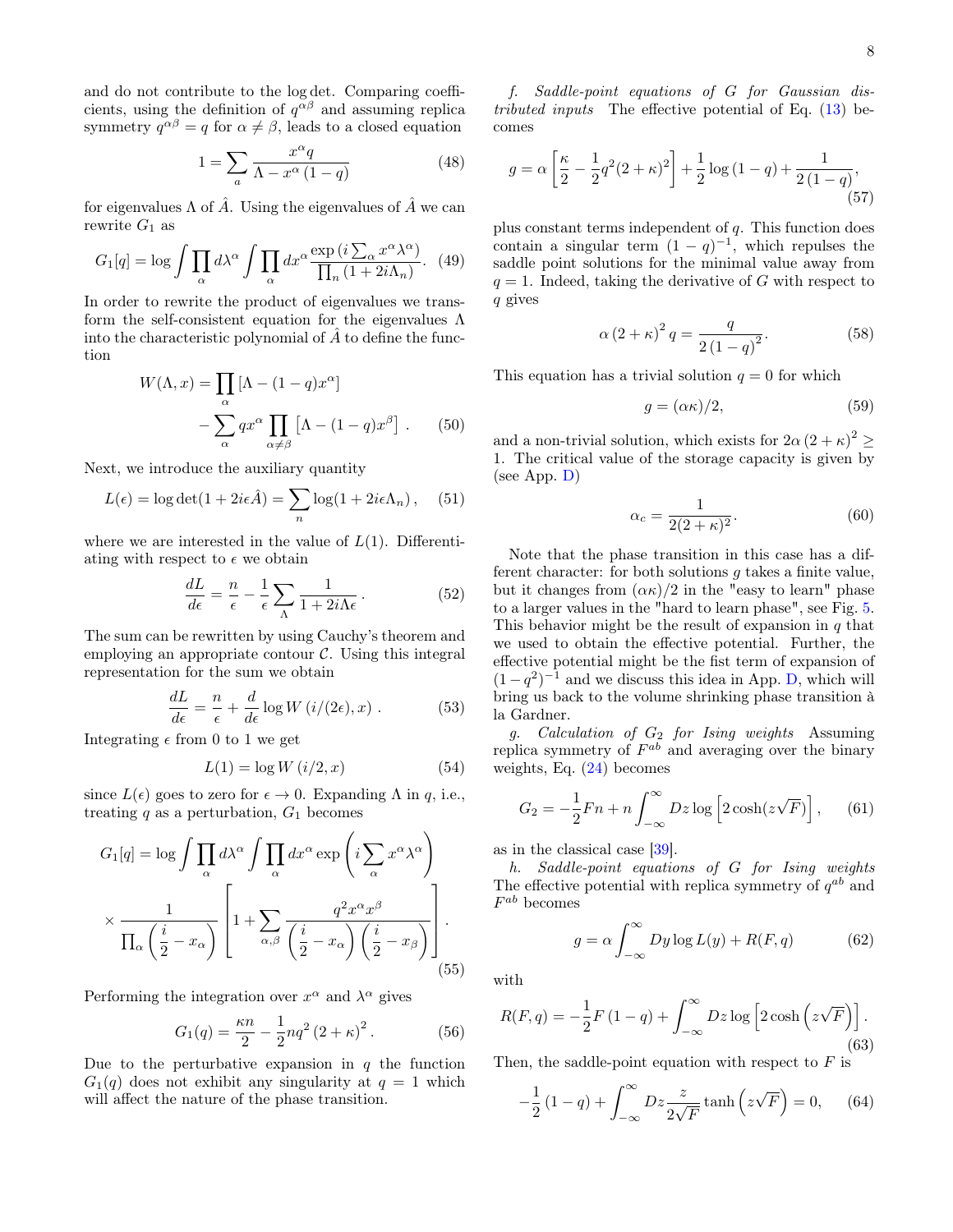and do not contribute to the log det. Comparing coefficients, using the definition of $q^{\alpha\beta}$ and assuming replica symmetry $q^{\alpha\beta} = q$ for $\alpha \neq \beta$, leads to a closed equation

$$1 = \sum_a \frac{x^\alpha q}{\Lambda - x^\alpha (1-q)} \tag{48}$$

for eigenvalues $\Lambda$ of $\hat{A}$. Using the eigenvalues of $\hat{A}$ we can rewrite $G_1$ as

$$G_1[q] = \log \int \prod_\alpha d\lambda^\alpha \int \prod_\alpha dx^\alpha \frac{\exp\left(i \sum_\alpha x^\alpha \lambda^\alpha\right)}{\prod_n (1 + 2i\Lambda_n)}. \tag{49}$$

In order to rewrite the product of eigenvalues we transform the self-consistent equation for the eigenvalues $\Lambda$ into the characteristic polynomial of $\hat{A}$ to define the function

$$W(\Lambda, x) = \prod_\alpha \left[\Lambda - (1-q)x^\alpha\right] - \sum_\alpha q x^\alpha \prod_{\alpha \neq \beta} \left[\Lambda - (1-q)x^\beta\right]. \tag{50}$$

Next, we introduce the auxiliary quantity

$$L(\epsilon) = \log\det(1 + 2i\epsilon\hat{A}) = \sum_n \log(1 + 2i\epsilon\Lambda_n), \tag{51}$$

where we are interested in the value of $L(1)$. Differentiating with respect to $\epsilon$ we obtain

$$\frac{dL}{d\epsilon} = \frac{n}{\epsilon} - \frac{1}{\epsilon} \sum_\Lambda \frac{1}{1 + 2i\Lambda\epsilon}. \tag{52}$$

The sum can be rewritten by using Cauchy's theorem and employing an appropriate contour $\mathcal{C}$. Using this integral representation for the sum we obtain

$$\frac{dL}{d\epsilon} = \frac{n}{\epsilon} + \frac{d}{d\epsilon} \log W\left(i/(2\epsilon), x\right). \tag{53}$$

Integrating $\epsilon$ from 0 to 1 we get

$$L(1) = \log W\left(i/2, x\right) \tag{54}$$

since $L(\epsilon)$ goes to zero for $\epsilon \to 0$. Expanding $\Lambda$ in $q$, i.e., treating $q$ as a perturbation, $G_1$ becomes

$$G_1[q] = \log \int \prod_\alpha d\lambda^\alpha \int \prod_\alpha dx^\alpha \exp\left(i \sum_\alpha x^\alpha \lambda^\alpha\right) \times \frac{1}{\prod_\alpha \left(\frac{i}{2} - x_\alpha\right)} \left[1 + \sum_{\alpha,\beta} \frac{q^2 x^\alpha x^\beta}{\left(\frac{i}{2} - x_\alpha\right)\left(\frac{i}{2} - x_\beta\right)}\right]. \tag{55}$$

Performing the integration over $x^\alpha$ and $\lambda^\alpha$ gives

$$G_1(q) = \frac{\kappa n}{2} - \frac{1}{2} n q^2 (2+\kappa)^2. \tag{56}$$

Due to the perturbative expansion in $q$ the function $G_1(q)$ does not exhibit any singularity at $q = 1$ which will affect the nature of the phase transition.

*f. Saddle-point equations of G for Gaussian distributed inputs* The effective potential of Eq. (13) becomes

$$g = \alpha\left[\frac{\kappa}{2} - \frac{1}{2}q^2(2+\kappa)^2\right] + \frac{1}{2}\log(1-q) + \frac{1}{2(1-q)}, \tag{57}$$

plus constant terms independent of $q$. This function does contain a singular term $(1-q)^{-1}$, which repulses the saddle point solutions for the minimal value away from $q = 1$. Indeed, taking the derivative of $G$ with respect to $q$ gives

$$\alpha(2+\kappa)^2 q = \frac{q}{2(1-q)^2}. \tag{58}$$

This equation has a trivial solution $q = 0$ for which

$$g = (\alpha\kappa)/2, \tag{59}$$

and a non-trivial solution, which exists for $2\alpha(2+\kappa)^2 \geq 1$. The critical value of the storage capacity is given by (see App. D)

$$\alpha_c = \frac{1}{2(2+\kappa)^2}. \tag{60}$$

Note that the phase transition in this case has a different character: for both solutions $g$ takes a finite value, but it changes from $(\alpha\kappa)/2$ in the "easy to learn" phase to a larger values in the "hard to learn phase", see Fig. 5. This behavior might be the result of expansion in $q$ that we used to obtain the effective potential. Further, the effective potential might be the fist term of expansion of $(1-q^2)^{-1}$ and we discuss this idea in App. D, which will bring us back to the volume shrinking phase transition à la Gardner.

*g. Calculation of $G_2$ for Ising weights* Assuming replica symmetry of $F^{ab}$ and averaging over the binary weights, Eq. (24) becomes

$$G_2 = -\frac{1}{2}Fn + n\int_{-\infty}^{\infty} Dz \log\left[2\cosh(z\sqrt{F})\right], \tag{61}$$

as in the classical case [39].

*h. Saddle-point equations of G for Ising weights* The effective potential with replica symmetry of $q^{ab}$ and $F^{ab}$ becomes

$$g = \alpha\int_{-\infty}^{\infty} Dy \log L(y) + R(F, q) \tag{62}$$

with

$$R(F, q) = -\frac{1}{2}F(1-q) + \int_{-\infty}^{\infty} Dz \log\left[2\cosh\left(z\sqrt{F}\right)\right]. \tag{63}$$

Then, the saddle-point equation with respect to $F$ is

$$-\frac{1}{2}(1-q) + \int_{-\infty}^{\infty} Dz \frac{z}{2\sqrt{F}} \tanh\left(z\sqrt{F}\right) = 0, \tag{64}$$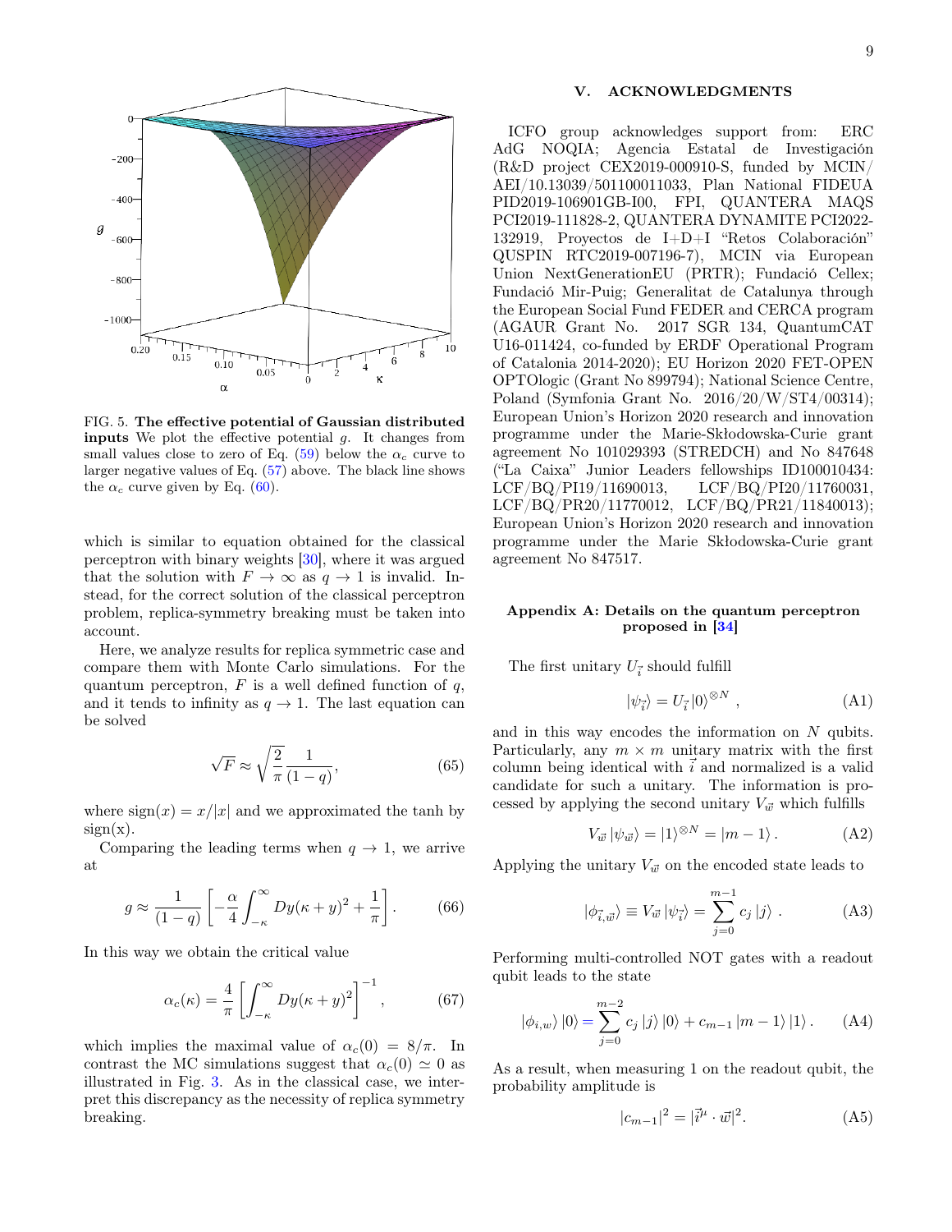FIG. 5. **The effective potential of Gaussian distributed inputs** We plot the effective potential $g$. It changes from small values close to zero of Eq. (59) below the $\alpha_c$ curve to larger negative values of Eq. (57) above. The black line shows the $\alpha_c$ curve given by Eq. (60).

which is similar to equation obtained for the classical perceptron with binary weights [30], where it was argued that the solution with $F \to \infty$ as $q \to 1$ is invalid. Instead, for the correct solution of the classical perceptron problem, replica-symmetry breaking must be taken into account.

Here, we analyze results for replica symmetric case and compare them with Monte Carlo simulations. For the quantum perceptron, $F$ is a well defined function of $q$, and it tends to infinity as $q \to 1$. The last equation can be solved

$$\sqrt{F} \approx \sqrt{\frac{2}{\pi}} \frac{1}{(1-q)}, \tag{65}$$

where $\text{sign}(x) = x/|x|$ and we approximated the tanh by sign(x).

Comparing the leading terms when $q \to 1$, we arrive at

$$g \approx \frac{1}{(1-q)} \left[ -\frac{\alpha}{4} \int_{-\kappa}^{\infty} Dy(\kappa + y)^2 + \frac{1}{\pi} \right]. \tag{66}$$

In this way we obtain the critical value

$$\alpha_c(\kappa) = \frac{4}{\pi} \left[ \int_{-\kappa}^{\infty} Dy(\kappa + y)^2 \right]^{-1}, \tag{67}$$

which implies the maximal value of $\alpha_c(0) = 8/\pi$. In contrast the MC simulations suggest that $\alpha_c(0) \simeq 0$ as illustrated in Fig. 3. As in the classical case, we interpret this discrepancy as the necessity of replica symmetry breaking.

## V. ACKNOWLEDGMENTS

ICFO group acknowledges support from: ERC AdG NOQIA; Agencia Estatal de Investigación (R&D project CEX2019-000910-S, funded by MCIN/ AEI/10.13039/501100011033, Plan National FIDEUA PID2019-106901GB-I00, FPI, QUANTERA MAQS PCI2019-111828-2, QUANTERA DYNAMITE PCI2022-132919, Proyectos de I+D+I "Retos Colaboración" QUSPIN RTC2019-007196-7), MCIN via European Union NextGenerationEU (PRTR); Fundació Cellex; Fundació Mir-Puig; Generalitat de Catalunya through the European Social Fund FEDER and CERCA program (AGAUR Grant No. 2017 SGR 134, QuantumCAT U16-011424, co-funded by ERDF Operational Program of Catalonia 2014-2020); EU Horizon 2020 FET-OPEN OPTOlogic (Grant No 899794); National Science Centre, Poland (Symfonia Grant No. 2016/20/W/ST4/00314); European Union's Horizon 2020 research and innovation programme under the Marie-Skłodowska-Curie grant agreement No 101029393 (STREDCH) and No 847648 ("La Caixa" Junior Leaders fellowships ID100010434: LCF/BQ/PI19/11690013, LCF/BQ/PI20/11760031, LCF/BQ/PR20/11770012, LCF/BQ/PR21/11840013); European Union's Horizon 2020 research and innovation programme under the Marie Skłodowska-Curie grant agreement No 847517.

### Appendix A: Details on the quantum perceptron proposed in [34]

The first unitary $U_{\vec{i}}$ should fulfill

$$|\psi_{\vec{i}}\rangle = U_{\vec{i}} |0\rangle^{\otimes N} , \tag{A1}$$

and in this way encodes the information on $N$ qubits. Particularly, any $m \times m$ unitary matrix with the first column being identical with $\vec{i}$ and normalized is a valid candidate for such a unitary. The information is processed by applying the second unitary $V_{\vec{w}}$ which fulfills

$$V_{\vec{w}} |\psi_{\vec{w}}\rangle = |1\rangle^{\otimes N} = |m-1\rangle . \tag{A2}$$

Applying the unitary $V_{\vec{w}}$ on the encoded state leads to

$$|\phi_{\vec{i},\vec{w}}\rangle \equiv V_{\vec{w}} |\psi_{\vec{i}}\rangle = \sum_{j=0}^{m-1} c_j |j\rangle . \tag{A3}$$

Performing multi-controlled NOT gates with a readout qubit leads to the state

$$|\phi_{i,w}\rangle |0\rangle = \sum_{j=0}^{m-2} c_j |j\rangle |0\rangle + c_{m-1} |m-1\rangle |1\rangle . \tag{A4}$$

As a result, when measuring 1 on the readout qubit, the probability amplitude is

$$|c_{m-1}|^2 = |\vec{i}^{\mu} \cdot \vec{w}|^2. \tag{A5}$$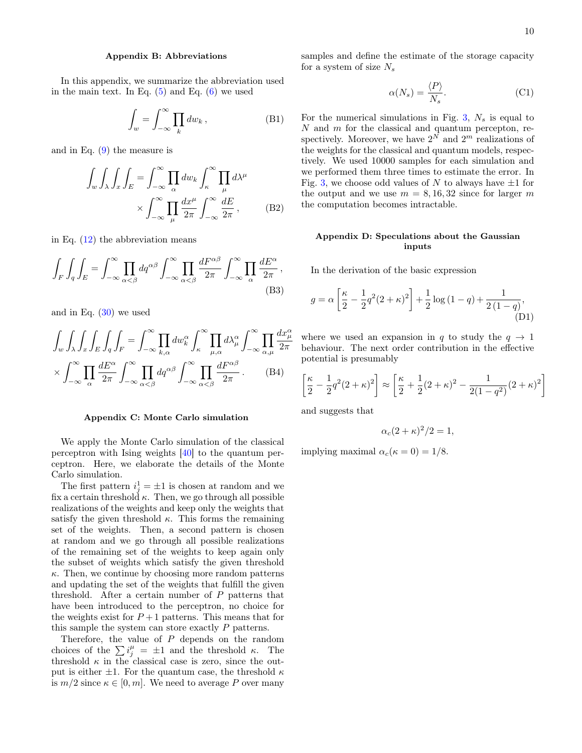### Appendix B: Abbreviations

In this appendix, we summarize the abbreviation used in the main text. In Eq. (5) and Eq. (6) we used

$$\int_w = \int_{-\infty}^{\infty} \prod_k dw_k \,, \tag{B1}$$

and in Eq. (9) the measure is

$$\int_w \int_\lambda \int_x \int_E = \int_{-\infty}^{\infty} \prod_\alpha dw_k \int_\kappa^\infty \prod_\mu d\lambda^\mu \times \int_{-\infty}^{\infty} \prod_\mu \frac{dx^\mu}{2\pi} \int_{-\infty}^{\infty} \frac{dE}{2\pi} \,, \tag{B2}$$

in Eq. (12) the abbreviation means

$$\int_F \int_q \int_E = \int_{-\infty}^{\infty} \prod_{\alpha<\beta} dq^{\alpha\beta} \int_{-\infty}^{\infty} \prod_{\alpha<\beta} \frac{dF^{\alpha\beta}}{2\pi} \int_{-\infty}^{\infty} \prod_\alpha \frac{dE^\alpha}{2\pi} \,, \tag{B3}$$

and in Eq. (30) we used

$$\int_w \int_\lambda \int_x \int_E \int_q \int_F = \int_{-\infty}^{\infty} \prod_{k,\alpha} dw_k^\alpha \int_\kappa^\infty \prod_{\mu,\alpha} d\lambda_\mu^\alpha \int_{-\infty}^{\infty} \prod_{\alpha,\mu} \frac{dx_\mu^\alpha}{2\pi} \times \int_{-\infty}^{\infty} \prod_\alpha \frac{dE^\alpha}{2\pi} \int_{-\infty}^{\infty} \prod_{\alpha<\beta} dq^{\alpha\beta} \int_{-\infty}^{\infty} \prod_{\alpha<\beta} \frac{dF^{\alpha\beta}}{2\pi} \,. \tag{B4}$$

### Appendix C: Monte Carlo simulation

We apply the Monte Carlo simulation of the classical perceptron with Ising weights [40] to the quantum perceptron. Here, we elaborate the details of the Monte Carlo simulation.

The first pattern $i_j^1 = \pm 1$ is chosen at random and we fix a certain threshold $\kappa$. Then, we go through all possible realizations of the weights and keep only the weights that satisfy the given threshold $\kappa$. This forms the remaining set of the weights. Then, a second pattern is chosen at random and we go through all possible realizations of the remaining set of the weights to keep again only the subset of weights which satisfy the given threshold $\kappa$. Then, we continue by choosing more random patterns and updating the set of the weights that fulfill the given threshold. After a certain number of $P$ patterns that have been introduced to the perceptron, no choice for the weights exist for $P+1$ patterns. This means that for this sample the system can store exactly $P$ patterns.

Therefore, the value of $P$ depends on the random choices of the $\sum i_j^\mu = \pm 1$ and the threshold $\kappa$. The threshold $\kappa$ in the classical case is zero, since the output is either $\pm 1$. For the quantum case, the threshold $\kappa$ is $m/2$ since $\kappa \in [0, m]$. We need to average $P$ over many samples and define the estimate of the storage capacity for a system of size $N_s$

$$\alpha(N_s) = \frac{\langle P \rangle}{N_s}. \tag{C1}$$

For the numerical simulations in Fig. 3, $N_s$ is equal to $N$ and $m$ for the classical and quantum percepton, respectively. Moreover, we have $2^N$ and $2^m$ realizations of the weights for the classical and quantum models, respectively. We used 10000 samples for each simulation and we performed them three times to estimate the error. In Fig. 3, we choose odd values of $N$ to always have $\pm 1$ for the output and we use $m = 8, 16, 32$ since for larger $m$ the computation becomes intractable.

### Appendix D: Speculations about the Gaussian inputs

In the derivation of the basic expression

$$g = \alpha \left[ \frac{\kappa}{2} - \frac{1}{2} q^2 (2+\kappa)^2 \right] + \frac{1}{2} \log(1-q) + \frac{1}{2(1-q)}, \tag{D1}$$

where we used an expansion in $q$ to study the $q \to 1$ behaviour. The next order contribution in the effective potential is presumably

$$\left[ \frac{\kappa}{2} - \frac{1}{2} q^2 (2+\kappa)^2 \right] \approx \left[ \frac{\kappa}{2} + \frac{1}{2}(2+\kappa)^2 - \frac{1}{2(1-q^2)}(2+\kappa)^2 \right]$$

and suggests that

$$\alpha_c (2+\kappa)^2/2 = 1,$$

implying maximal $\alpha_c(\kappa = 0) = 1/8$.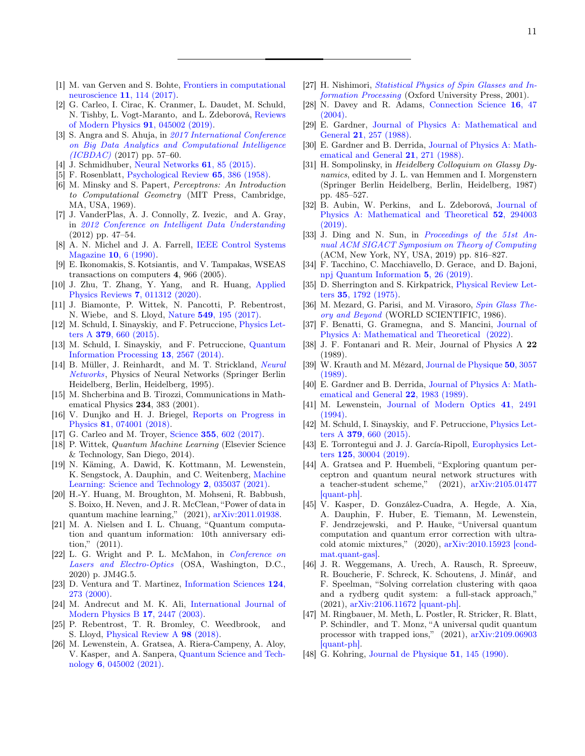[1] M. van Gerven and S. Bohte, Frontiers in computational neuroscience **11**, 114 (2017).

[2] G. Carleo, I. Cirac, K. Cranmer, L. Daudet, M. Schuld, N. Tishby, L. Vogt-Maranto, and L. Zdeborová, Reviews of Modern Physics **91**, 045002 (2019).

[3] S. Angra and S. Ahuja, in *2017 International Conference on Big Data Analytics and Computational Intelligence (ICBDAC)* (2017) pp. 57–60.

[4] J. Schmidhuber, Neural Networks **61**, 85 (2015).

[5] F. Rosenblatt, Psychological Review **65**, 386 (1958).

[6] M. Minsky and S. Papert, *Perceptrons: An Introduction to Computational Geometry* (MIT Press, Cambridge, MA, USA, 1969).

[7] J. VanderPlas, A. J. Connolly, Z. Ivezic, and A. Gray, in *2012 Conference on Intelligent Data Understanding* (2012) pp. 47–54.

[8] A. N. Michel and J. A. Farrell, IEEE Control Systems Magazine **10**, 6 (1990).

[9] E. Ikonomakis, S. Kotsiantis, and V. Tampakas, WSEAS transactions on computers **4**, 966 (2005).

[10] J. Zhu, T. Zhang, Y. Yang, and R. Huang, Applied Physics Reviews **7**, 011312 (2020).

[11] J. Biamonte, P. Wittek, N. Pancotti, P. Rebentrost, N. Wiebe, and S. Lloyd, Nature **549**, 195 (2017).

[12] M. Schuld, I. Sinayskiy, and F. Petruccione, Physics Letters A **379**, 660 (2015).

[13] M. Schuld, I. Sinayskiy, and F. Petruccione, Quantum Information Processing **13**, 2567 (2014).

[14] B. Müller, J. Reinhardt, and M. T. Strickland, *Neural Networks*, Physics of Neural Networks (Springer Berlin Heidelberg, Berlin, Heidelberg, 1995).

[15] M. Shcherbina and B. Tirozzi, Communications in Mathematical Physics **234**, 383 (2001).

[16] V. Dunjko and H. J. Briegel, Reports on Progress in Physics **81**, 074001 (2018).

[17] G. Carleo and M. Troyer, Science **355**, 602 (2017).

[18] P. Wittek, *Quantum Machine Learning* (Elsevier Science & Technology, San Diego, 2014).

[19] N. Käming, A. Dawid, K. Kottmann, M. Lewenstein, K. Sengstock, A. Dauphin, and C. Weitenberg, Machine Learning: Science and Technology **2**, 035037 (2021).

[20] H.-Y. Huang, M. Broughton, M. Mohseni, R. Babbush, S. Boixo, H. Neven, and J. R. McClean, "Power of data in quantum machine learning," (2021), arXiv:2011.01938.

[21] M. A. Nielsen and I. L. Chuang, "Quantum computation and quantum information: 10th anniversary edition," (2011).

[22] L. G. Wright and P. L. McMahon, in *Conference on Lasers and Electro-Optics* (OSA, Washington, D.C., 2020) p. JM4G.5.

[23] D. Ventura and T. Martinez, Information Sciences **124**, 273 (2000).

[24] M. Andrecut and M. K. Ali, International Journal of Modern Physics B **17**, 2447 (2003).

[25] P. Rebentrost, T. R. Bromley, C. Weedbrook, and S. Lloyd, Physical Review A **98** (2018).

[26] M. Lewenstein, A. Gratsea, A. Riera-Campeny, A. Aloy, V. Kasper, and A. Sanpera, Quantum Science and Technology **6**, 045002 (2021).

[27] H. Nishimori, *Statistical Physics of Spin Glasses and Information Processing* (Oxford University Press, 2001).

[28] N. Davey and R. Adams, Connection Science **16**, 47 (2004).

[29] E. Gardner, Journal of Physics A: Mathematical and General **21**, 257 (1988).

[30] E. Gardner and B. Derrida, Journal of Physics A: Mathematical and General **21**, 271 (1988).

[31] H. Sompolinsky, in *Heidelberg Colloquium on Glassy Dynamics*, edited by J. L. van Hemmen and I. Morgenstern (Springer Berlin Heidelberg, Berlin, Heidelberg, 1987) pp. 485–527.

[32] B. Aubin, W. Perkins, and L. Zdeborová, Journal of Physics A: Mathematical and Theoretical **52**, 294003 (2019).

[33] J. Ding and N. Sun, in *Proceedings of the 51st Annual ACM SIGACT Symposium on Theory of Computing* (ACM, New York, NY, USA, 2019) pp. 816–827.

[34] F. Tacchino, C. Macchiavello, D. Gerace, and D. Bajoni, npj Quantum Information **5**, 26 (2019).

[35] D. Sherrington and S. Kirkpatrick, Physical Review Letters **35**, 1792 (1975).

[36] M. Mezard, G. Parisi, and M. Virasoro, *Spin Glass Theory and Beyond* (WORLD SCIENTIFIC, 1986).

[37] F. Benatti, G. Gramegna, and S. Mancini, Journal of Physics A: Mathematical and Theoretical (2022).

[38] J. F. Fontanari and R. Meir, Journal of Physics A **22** (1989).

[39] W. Krauth and M. Mézard, Journal de Physique **50**, 3057 (1989).

[40] E. Gardner and B. Derrida, Journal of Physics A: Mathematical and General **22**, 1983 (1989).

[41] M. Lewenstein, Journal of Modern Optics **41**, 2491 (1994).

[42] M. Schuld, I. Sinayskiy, and F. Petruccione, Physics Letters A **379**, 660 (2015).

[43] E. Torrontegui and J. J. García-Ripoll, Europhysics Letters **125**, 30004 (2019).

[44] A. Gratsea and P. Huembeli, "Exploring quantum perceptron and quantum neural network structures with a teacher-student scheme," (2021), arXiv:2105.01477 [quant-ph].

[45] V. Kasper, D. González-Cuadra, A. Hegde, A. Xia, A. Dauphin, F. Huber, E. Tiemann, M. Lewenstein, F. Jendrzejewski, and P. Hauke, "Universal quantum computation and quantum error correction with ultracold atomic mixtures," (2020), arXiv:2010.15923 [cond-mat.quant-gas].

[46] J. R. Weggemans, A. Urech, A. Rausch, R. Spreeuw, R. Boucherie, F. Schreck, K. Schoutens, J. Minář, and F. Speelman, "Solving correlation clustering with qaoa and a rydberg qudit system: a full-stack approach," (2021), arXiv:2106.11672 [quant-ph].

[47] M. Ringbauer, M. Meth, L. Postler, R. Stricker, R. Blatt, P. Schindler, and T. Monz, "A universal qudit quantum processor with trapped ions," (2021), arXiv:2109.06903 [quant-ph].

[48] G. Kohring, Journal de Physique **51**, 145 (1990).